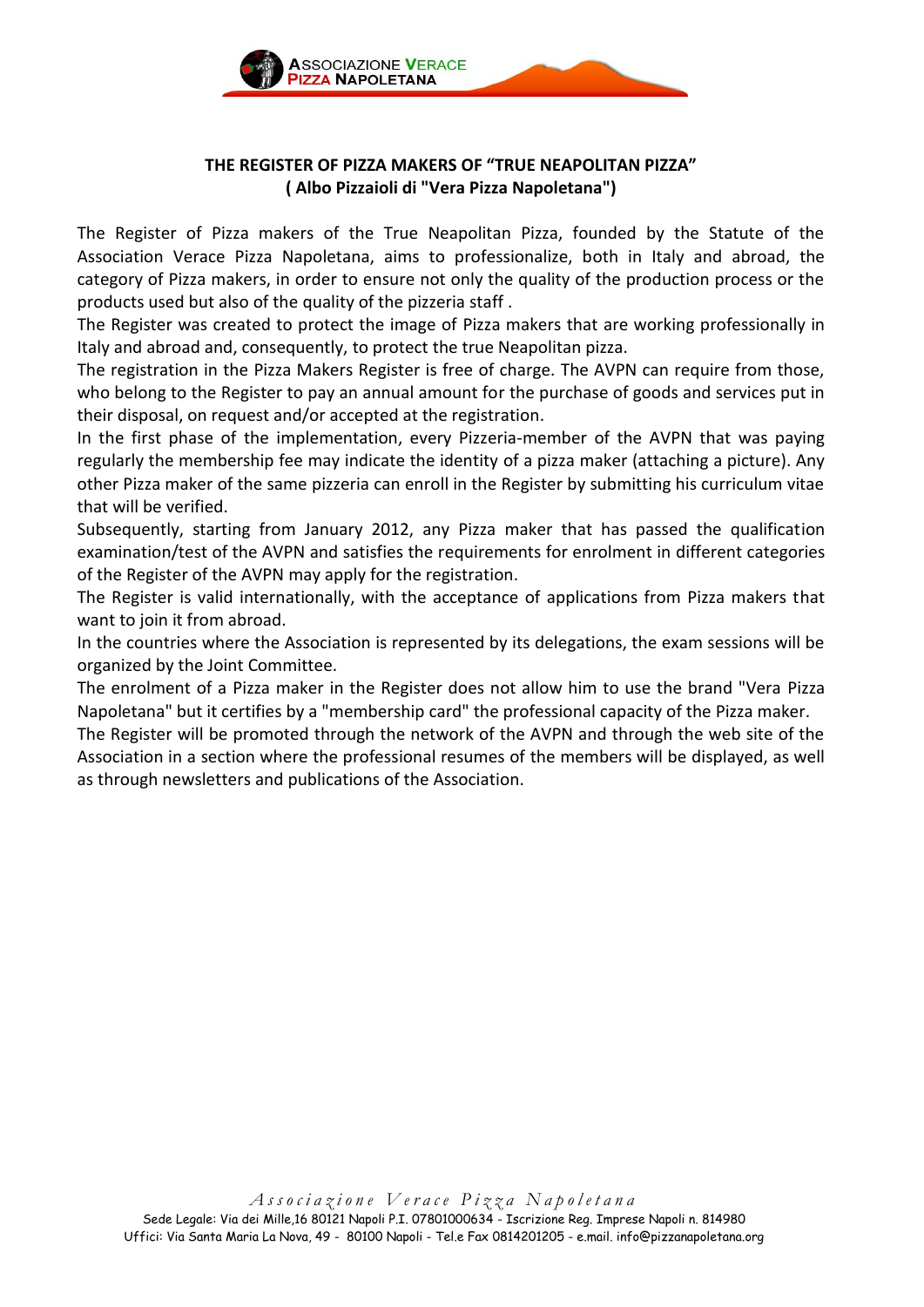## THE REGISTER OF PIZZA MAKERS OF "TRUE NEAPOLITAN PIZZA"
## ( Albo Pizzaioli di "Vera Pizza Napoletana")

The Register of Pizza makers of the True Neapolitan Pizza, founded by the Statute of the Association Verace Pizza Napoletana, aims to professionalize, both in Italy and abroad, the category of Pizza makers, in order to ensure not only the quality of the production process or the products used but also of the quality of the pizzeria staff .

The Register was created to protect the image of Pizza makers that are working professionally in Italy and abroad and, consequently, to protect the true Neapolitan pizza.

The registration in the Pizza Makers Register is free of charge. The AVPN can require from those, who belong to the Register to pay an annual amount for the purchase of goods and services put in their disposal, on request and/or accepted at the registration.

In the first phase of the implementation, every Pizzeria-member of the AVPN that was paying regularly the membership fee may indicate the identity of a pizza maker (attaching a picture). Any other Pizza maker of the same pizzeria can enroll in the Register by submitting his curriculum vitae that will be verified.

Subsequently, starting from January 2012, any Pizza maker that has passed the qualification examination/test of the AVPN and satisfies the requirements for enrolment in different categories of the Register of the AVPN may apply for the registration.

The Register is valid internationally, with the acceptance of applications from Pizza makers that want to join it from abroad.

In the countries where the Association is represented by its delegations, the exam sessions will be organized by the Joint Committee.

The enrolment of a Pizza maker in the Register does not allow him to use the brand "Vera Pizza Napoletana" but it certifies by a "membership card" the professional capacity of the Pizza maker.

The Register will be promoted through the network of the AVPN and through the web site of the Association in a section where the professional resumes of the members will be displayed, as well as through newsletters and publications of the Association.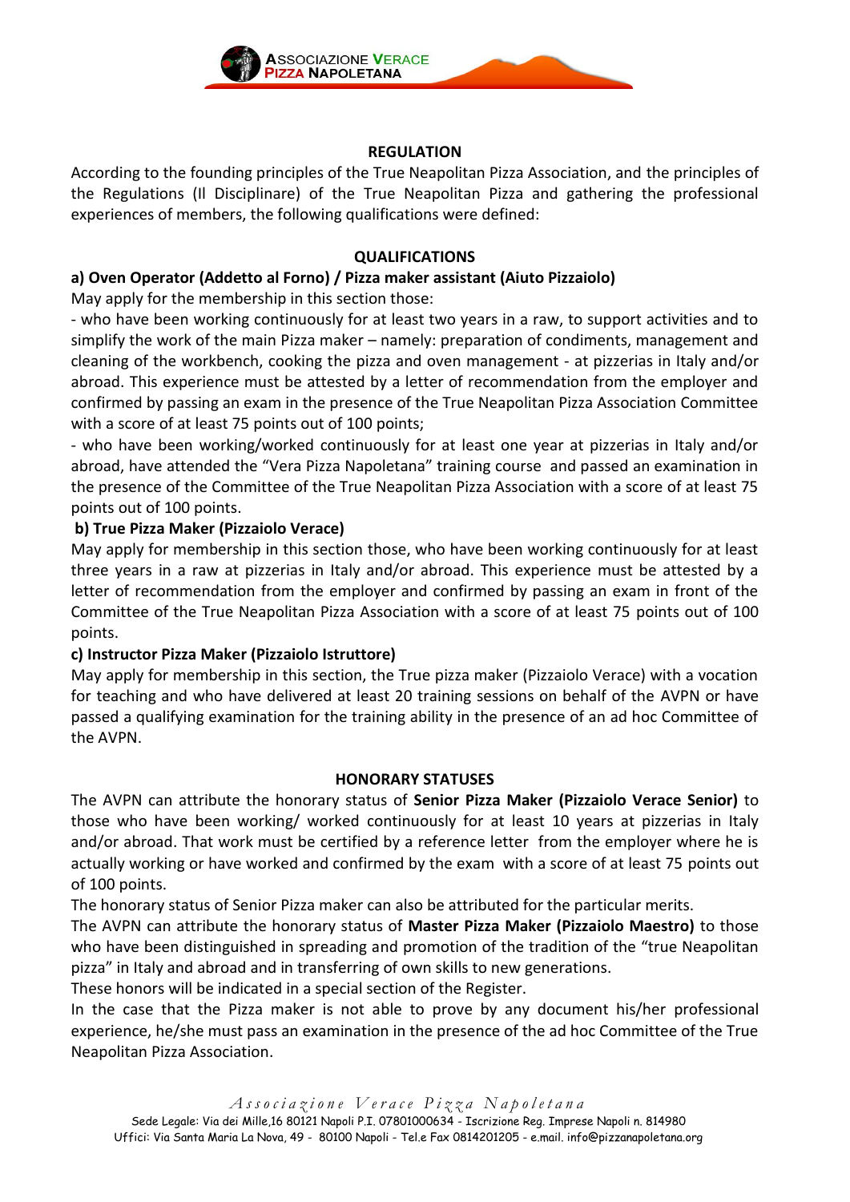## REGULATION

According to the founding principles of the True Neapolitan Pizza Association, and the principles of the Regulations (Il Disciplinare) of the True Neapolitan Pizza and gathering the professional experiences of members, the following qualifications were defined:

## QUALIFICATIONS

### a) Oven Operator (Addetto al Forno) / Pizza maker assistant (Aiuto Pizzaiolo)

May apply for the membership in this section those:

- who have been working continuously for at least two years in a raw, to support activities and to simplify the work of the main Pizza maker – namely: preparation of condiments, management and cleaning of the workbench, cooking the pizza and oven management - at pizzerias in Italy and/or abroad. This experience must be attested by a letter of recommendation from the employer and confirmed by passing an exam in the presence of the True Neapolitan Pizza Association Committee with a score of at least 75 points out of 100 points;
- who have been working/worked continuously for at least one year at pizzerias in Italy and/or abroad, have attended the "Vera Pizza Napoletana" training course and passed an examination in the presence of the Committee of the True Neapolitan Pizza Association with a score of at least 75 points out of 100 points.

### b) True Pizza Maker (Pizzaiolo Verace)

May apply for membership in this section those, who have been working continuously for at least three years in a raw at pizzerias in Italy and/or abroad. This experience must be attested by a letter of recommendation from the employer and confirmed by passing an exam in front of the Committee of the True Neapolitan Pizza Association with a score of at least 75 points out of 100 points.

### c) Instructor Pizza Maker (Pizzaiolo Istruttore)

May apply for membership in this section, the True pizza maker (Pizzaiolo Verace) with a vocation for teaching and who have delivered at least 20 training sessions on behalf of the AVPN or have passed a qualifying examination for the training ability in the presence of an ad hoc Committee of the AVPN.

## HONORARY STATUSES

The AVPN can attribute the honorary status of **Senior Pizza Maker (Pizzaiolo Verace Senior)** to those who have been working/ worked continuously for at least 10 years at pizzerias in Italy and/or abroad. That work must be certified by a reference letter from the employer where he is actually working or have worked and confirmed by the exam with a score of at least 75 points out of 100 points.

The honorary status of Senior Pizza maker can also be attributed for the particular merits.

The AVPN can attribute the honorary status of **Master Pizza Maker (Pizzaiolo Maestro)** to those who have been distinguished in spreading and promotion of the tradition of the "true Neapolitan pizza" in Italy and abroad and in transferring of own skills to new generations.

These honors will be indicated in a special section of the Register.

In the case that the Pizza maker is not able to prove by any document his/her professional experience, he/she must pass an examination in the presence of the ad hoc Committee of the True Neapolitan Pizza Association.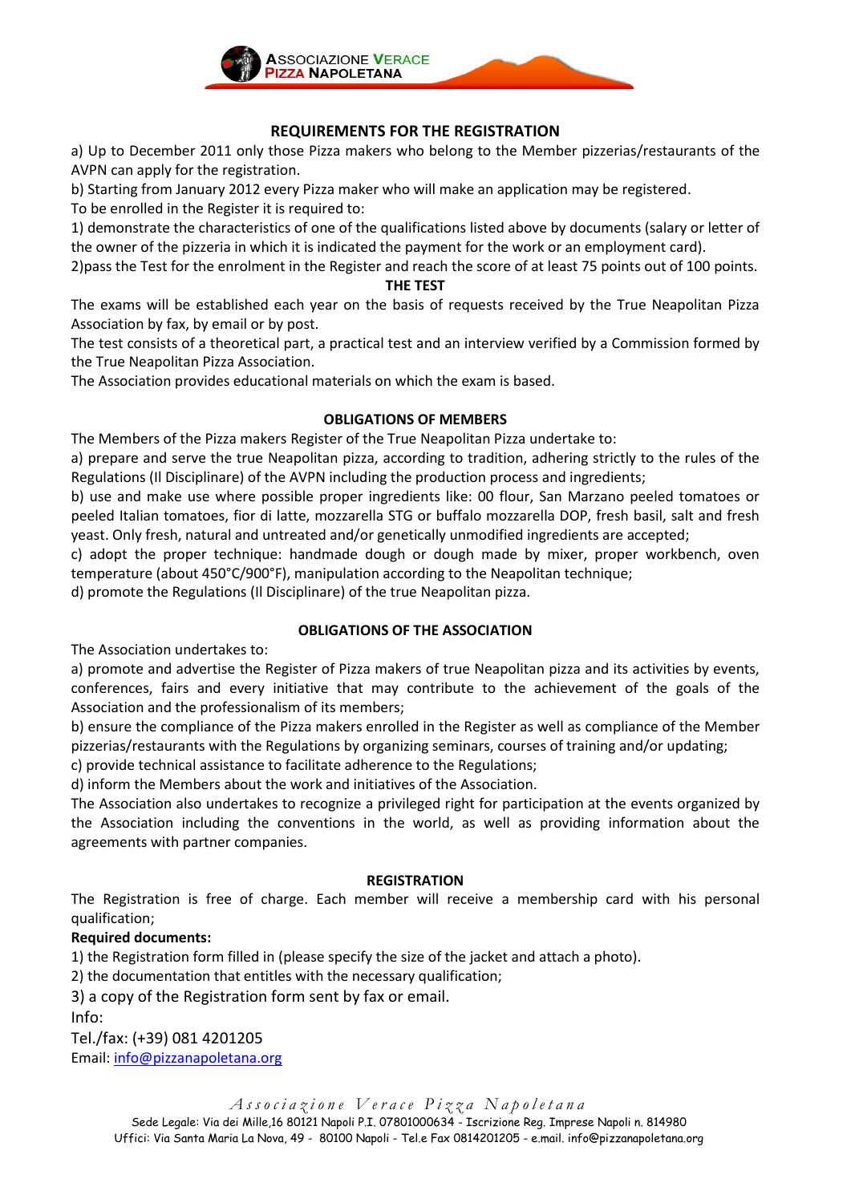## REQUIREMENTS FOR THE REGISTRATION

a) Up to December 2011 only those Pizza makers who belong to the Member pizzerias/restaurants of the AVPN can apply for the registration.

b) Starting from January 2012 every Pizza maker who will make an application may be registered.

To be enrolled in the Register it is required to:

1) demonstrate the characteristics of one of the qualifications listed above by documents (salary or letter of the owner of the pizzeria in which it is indicated the payment for the work or an employment card).

2)pass the Test for the enrolment in the Register and reach the score of at least 75 points out of 100 points.

### THE TEST

The exams will be established each year on the basis of requests received by the True Neapolitan Pizza Association by fax, by email or by post.

The test consists of a theoretical part, a practical test and an interview verified by a Commission formed by the True Neapolitan Pizza Association.

The Association provides educational materials on which the exam is based.

## OBLIGATIONS OF MEMBERS

The Members of the Pizza makers Register of the True Neapolitan Pizza undertake to:

a) prepare and serve the true Neapolitan pizza, according to tradition, adhering strictly to the rules of the Regulations (Il Disciplinare) of the AVPN including the production process and ingredients;

b) use and make use where possible proper ingredients like: 00 flour, San Marzano peeled tomatoes or peeled Italian tomatoes, fior di latte, mozzarella STG or buffalo mozzarella DOP, fresh basil, salt and fresh yeast. Only fresh, natural and untreated and/or genetically unmodified ingredients are accepted;

c) adopt the proper technique: handmade dough or dough made by mixer, proper workbench, oven temperature (about 450°C/900°F), manipulation according to the Neapolitan technique;

d) promote the Regulations (Il Disciplinare) of the true Neapolitan pizza.

## OBLIGATIONS OF THE ASSOCIATION

The Association undertakes to:

a) promote and advertise the Register of Pizza makers of true Neapolitan pizza and its activities by events, conferences, fairs and every initiative that may contribute to the achievement of the goals of the Association and the professionalism of its members;

b) ensure the compliance of the Pizza makers enrolled in the Register as well as compliance of the Member pizzerias/restaurants with the Regulations by organizing seminars, courses of training and/or updating;

c) provide technical assistance to facilitate adherence to the Regulations;

d) inform the Members about the work and initiatives of the Association.

The Association also undertakes to recognize a privileged right for participation at the events organized by the Association including the conventions in the world, as well as providing information about the agreements with partner companies.

## REGISTRATION

The Registration is free of charge. Each member will receive a membership card with his personal qualification;

**Required documents:**

1) the Registration form filled in (please specify the size of the jacket and attach a photo).

2) the documentation that entitles with the necessary qualification;

3) a copy of the Registration form sent by fax or email.

Info:

Tel./fax: (+39) 081 4201205

Email: info@pizzanapoletana.org